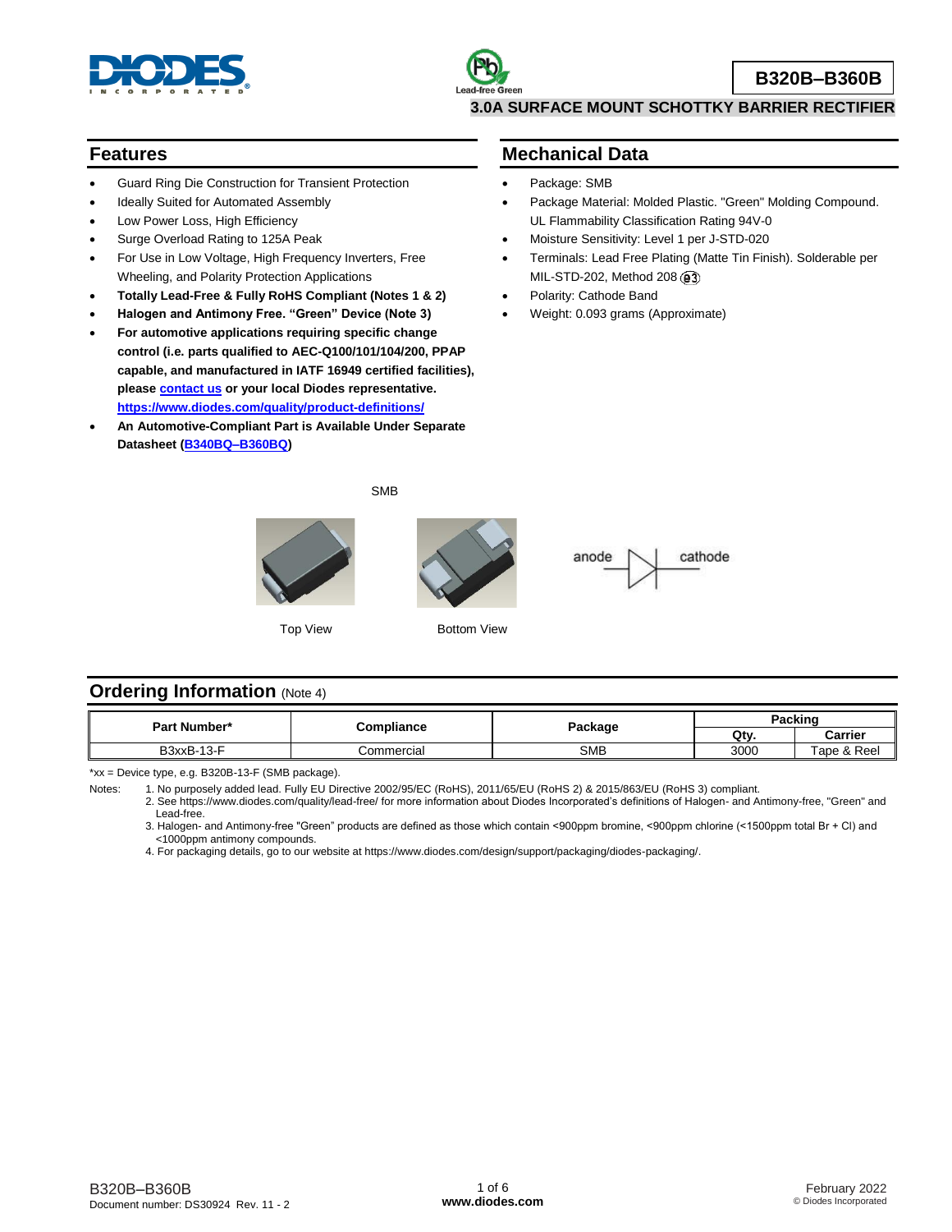# B320B–B360B

## 3.0A SURFACE MOUNT SCHOTTKY BARRIER RECTIFIER

## Features

- Guard Ring Die Construction for Transient Protection
- Ideally Suited for Automated Assembly
- Low Power Loss, High Efficiency
- Surge Overload Rating to 125A Peak
- For Use in Low Voltage, High Frequency Inverters, Free Wheeling, and Polarity Protection Applications
- **Totally Lead-Free & Fully RoHS Compliant (Notes 1 & 2)**
- **Halogen and Antimony Free. "Green" Device (Note 3)**
- **For automotive applications requiring specific change control (i.e. parts qualified to AEC-Q100/101/104/200, PPAP capable, and manufactured in IATF 16949 certified facilities), please contact us or your local Diodes representative. https://www.diodes.com/quality/product-definitions/**
- **An Automotive-Compliant Part is Available Under Separate Datasheet (B340BQ–B360BQ)**

## Mechanical Data

- Package: SMB
- Package Material: Molded Plastic. "Green" Molding Compound. UL Flammability Classification Rating 94V-0
- Moisture Sensitivity: Level 1 per J-STD-020
- Terminals: Lead Free Plating (Matte Tin Finish). Solderable per MIL-STD-202, Method 208 (e3)
- Polarity: Cathode Band
- Weight: 0.093 grams (Approximate)

SMB

Top View

Bottom View

anode — cathode

## Ordering Information (Note 4)

| Part Number* | Compliance | Package | Packing | |
|---|---|---|---|---|
| | | | Qty. | Carrier |
| B3xxB-13-F | Commercial | SMB | 3000 | Tape & Reel |

*xx = Device type, e.g. B320B-13-F (SMB package).

Notes:
1. No purposely added lead. Fully EU Directive 2002/95/EC (RoHS), 2011/65/EU (RoHS 2) & 2015/863/EU (RoHS 3) compliant.
2. See https://www.diodes.com/quality/lead-free/ for more information about Diodes Incorporated's definitions of Halogen- and Antimony-free, "Green" and Lead-free.
3. Halogen- and Antimony-free "Green" products are defined as those which contain <900ppm bromine, <900ppm chlorine (<1500ppm total Br + Cl) and <1000ppm antimony compounds.
4. For packaging details, go to our website at https://www.diodes.com/design/support/packaging/diodes-packaging/.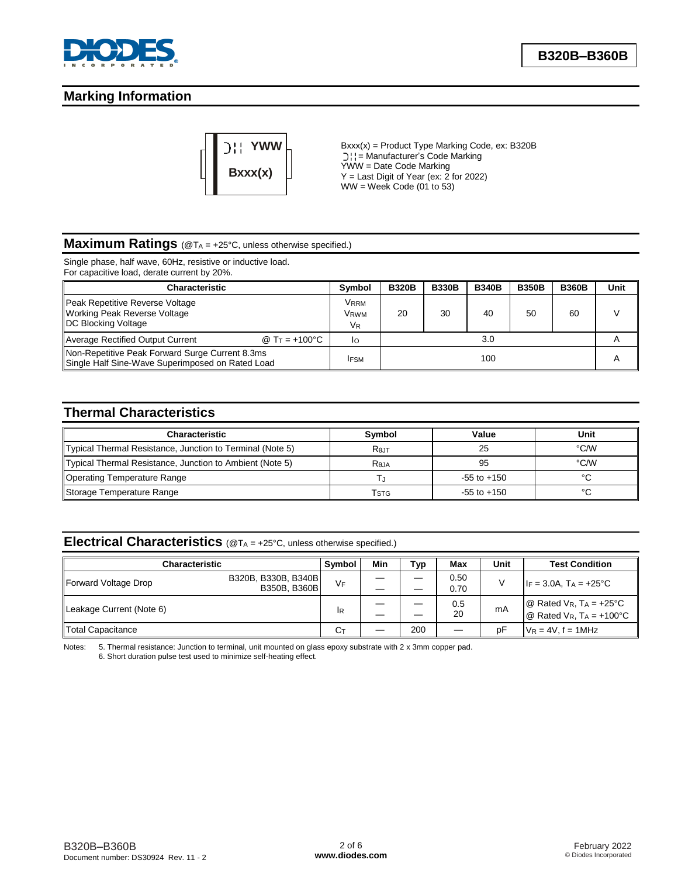## Marking Information

YWW
Bxxx(x)

Bxxx(x) = Product Type Marking Code, ex: B320B
= Manufacturer's Code Marking
YWW = Date Code Marking
Y = Last Digit of Year (ex: 2 for 2022)
WW = Week Code (01 to 53)

## Maximum Ratings (@$T_A$ = +25°C, unless otherwise specified.)

Single phase, half wave, 60Hz, resistive or inductive load.
For capacitive load, derate current by 20%.

| Characteristic | Symbol | B320B | B330B | B340B | B350B | B360B | Unit |
|---|---|---|---|---|---|---|---|
| Peak Repetitive Reverse Voltage<br>Working Peak Reverse Voltage<br>DC Blocking Voltage | $V_{RRM}$<br>$V_{RWM}$<br>$V_R$ | 20 | 30 | 40 | 50 | 60 | V |
| Average Rectified Output Current @ $T_T$ = +100°C | $I_O$ | 3.0 | | | | | A |
| Non-Repetitive Peak Forward Surge Current 8.3ms Single Half Sine-Wave Superimposed on Rated Load | $I_{FSM}$ | 100 | | | | | A |

## Thermal Characteristics

| Characteristic | Symbol | Value | Unit |
|---|---|---|---|
| Typical Thermal Resistance, Junction to Terminal (Note 5) | $R_{θJT}$ | 25 | °C/W |
| Typical Thermal Resistance, Junction to Ambient (Note 5) | $R_{θJA}$ | 95 | °C/W |
| Operating Temperature Range | $T_J$ | -55 to +150 | °C |
| Storage Temperature Range | $T_{STG}$ | -55 to +150 | °C |

## Electrical Characteristics (@$T_A$ = +25°C, unless otherwise specified.)

| Characteristic | | Symbol | Min | Typ | Max | Unit | Test Condition |
|---|---|---|---|---|---|---|---|
| Forward Voltage Drop | B320B, B330B, B340B<br>B350B, B360B | $V_F$ | —<br>— | —<br>— | 0.50<br>0.70 | V | $I_F$ = 3.0A, $T_A$ = +25°C |
| Leakage Current (Note 6) | | $I_R$ | —<br>— | —<br>— | 0.5<br>20 | mA | @ Rated $V_R$, $T_A$ = +25°C<br>@ Rated $V_R$, $T_A$ = +100°C |
| Total Capacitance | | $C_T$ | — | 200 | — | pF | $V_R$ = 4V, f = 1MHz |

Notes: 5. Thermal resistance: Junction to terminal, unit mounted on glass epoxy substrate with 2 x 3mm copper pad.
6. Short duration pulse test used to minimize self-heating effect.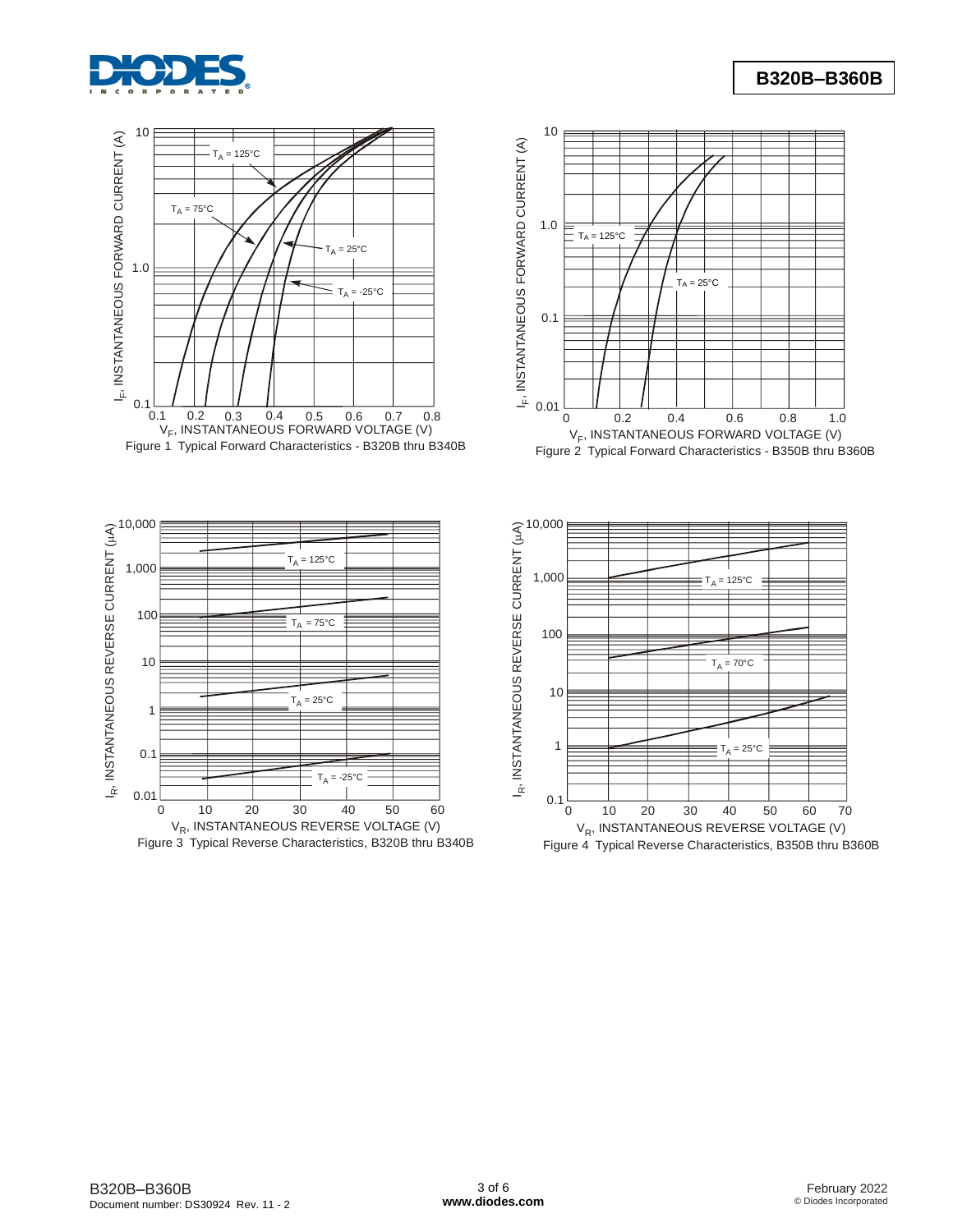Figure 1 Typical Forward Characteristics - B320B thru B340B

Figure 2 Typical Forward Characteristics - B350B thru B360B

Figure 3 Typical Reverse Characteristics, B320B thru B340B

Figure 4 Typical Reverse Characteristics, B350B thru B360B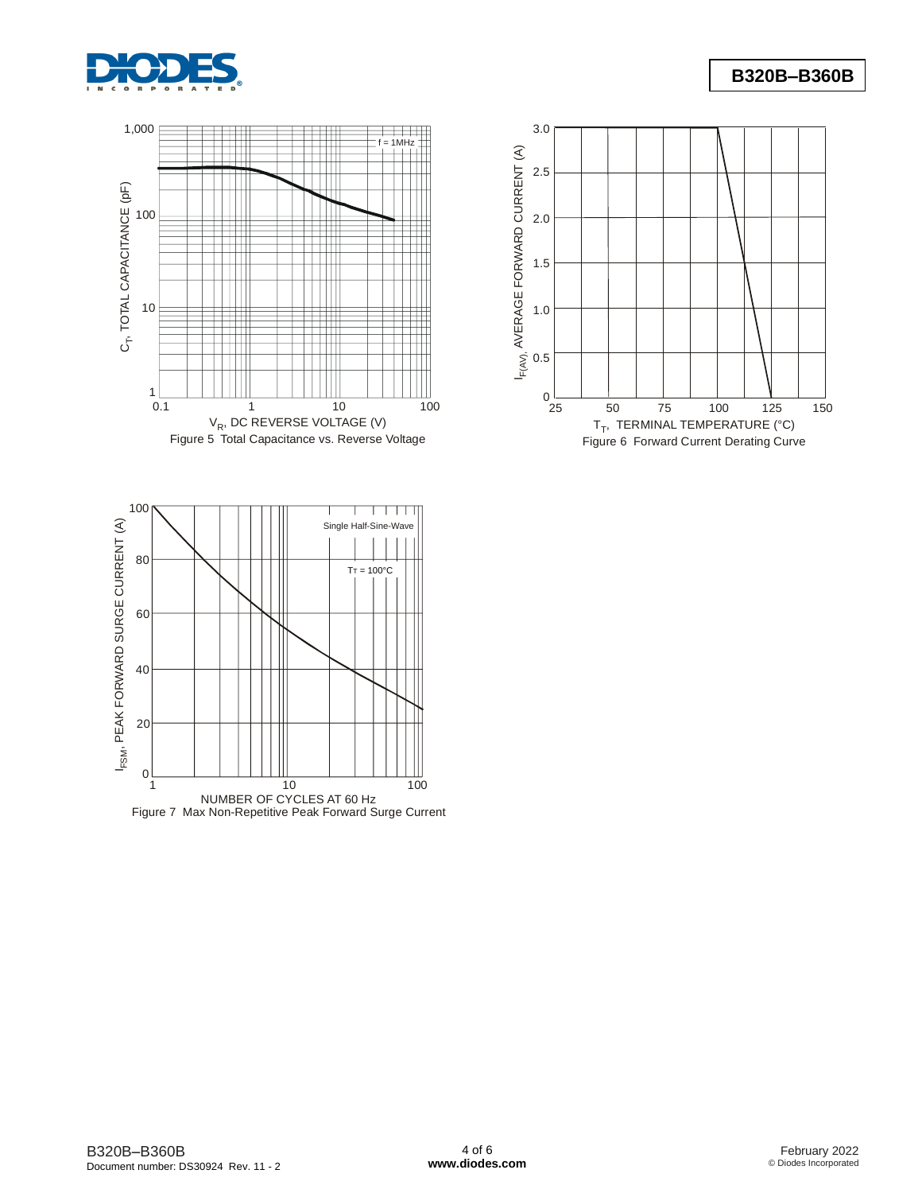Figure 5 Total Capacitance vs. Reverse Voltage

Figure 6 Forward Current Derating Curve

Figure 7 Max Non-Repetitive Peak Forward Surge Current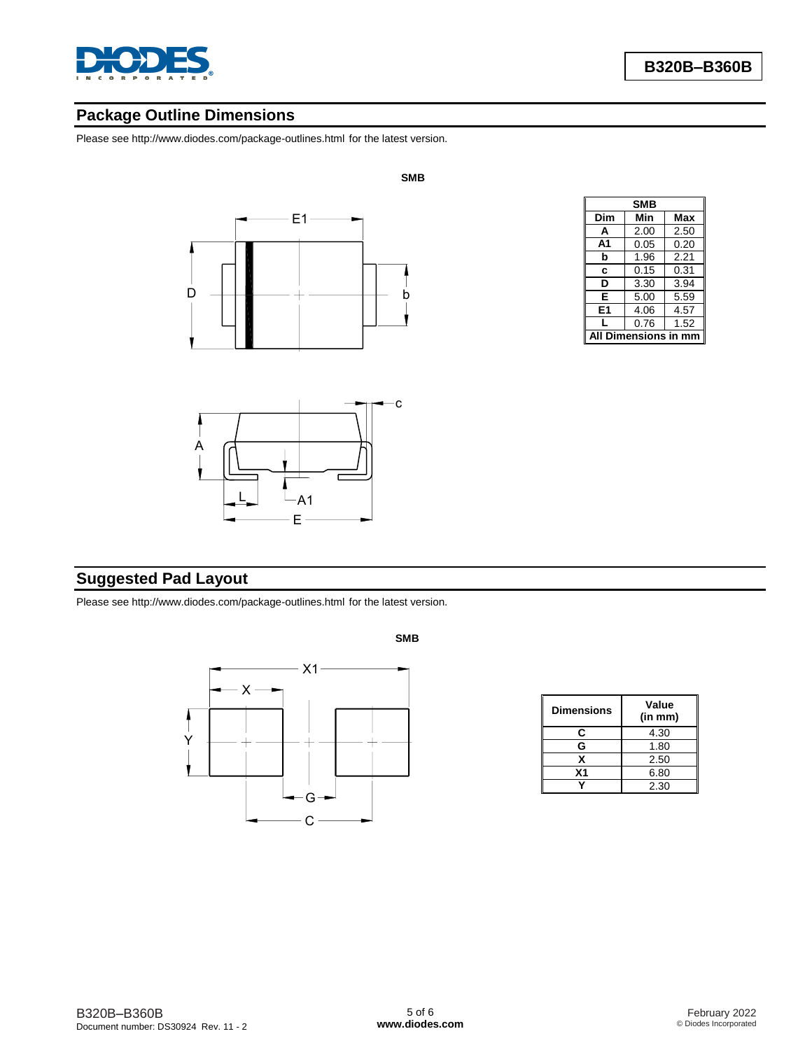## Package Outline Dimensions

Please see http://www.diodes.com/package-outlines.html for the latest version.

**SMB**

| SMB | | |
|---|---|---|
| Dim | Min | Max |
| A | 2.00 | 2.50 |
| A1 | 0.05 | 0.20 |
| b | 1.96 | 2.21 |
| c | 0.15 | 0.31 |
| D | 3.30 | 3.94 |
| E | 5.00 | 5.59 |
| E1 | 4.06 | 4.57 |
| L | 0.76 | 1.52 |
| All Dimensions in mm | | |

## Suggested Pad Layout

Please see http://www.diodes.com/package-outlines.html for the latest version.

**SMB**

| Dimensions | Value (in mm) |
|---|---|
| C | 4.30 |
| G | 1.80 |
| X | 2.50 |
| X1 | 6.80 |
| Y | 2.30 |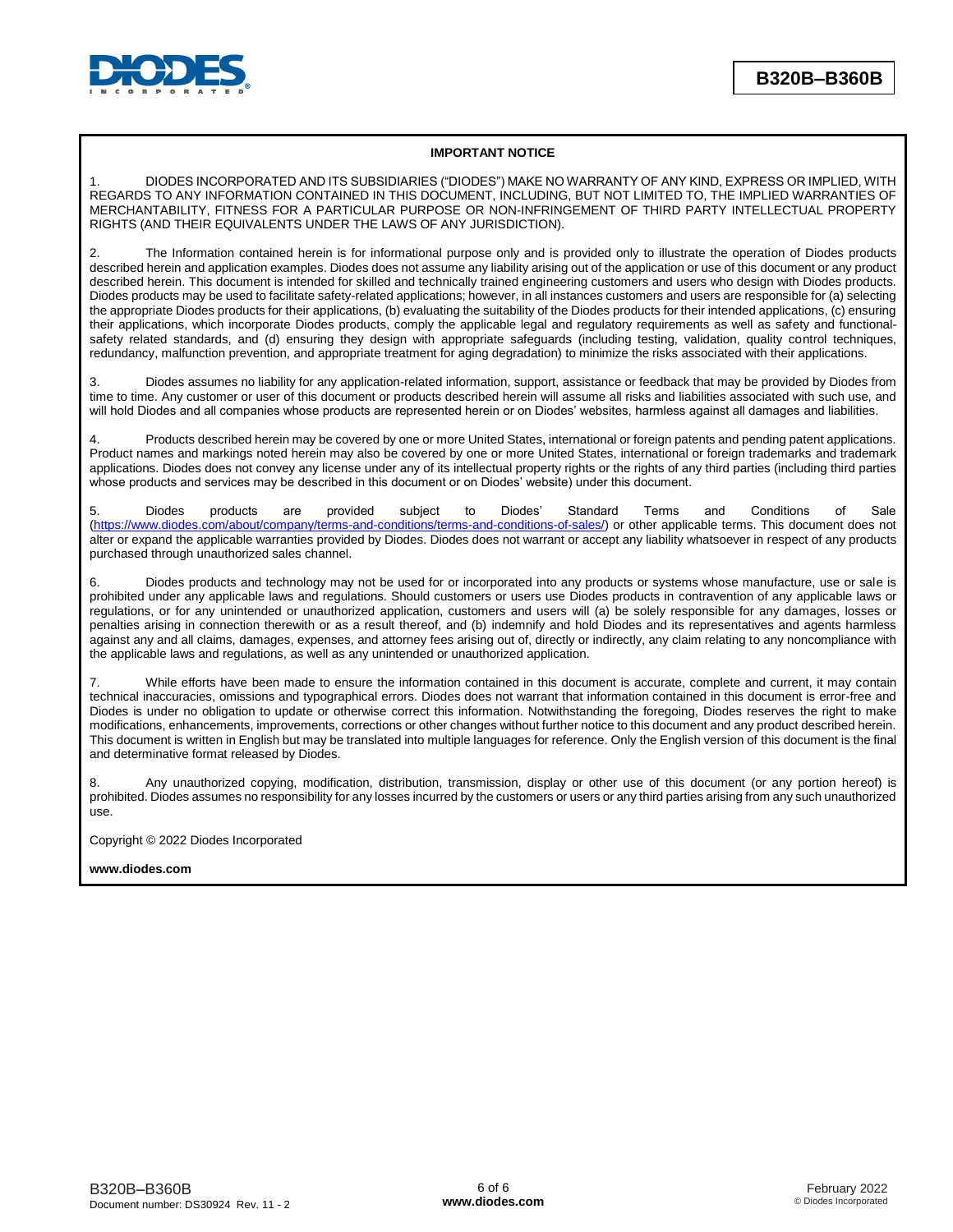**IMPORTANT NOTICE**

1. DIODES INCORPORATED AND ITS SUBSIDIARIES ("DIODES") MAKE NO WARRANTY OF ANY KIND, EXPRESS OR IMPLIED, WITH REGARDS TO ANY INFORMATION CONTAINED IN THIS DOCUMENT, INCLUDING, BUT NOT LIMITED TO, THE IMPLIED WARRANTIES OF MERCHANTABILITY, FITNESS FOR A PARTICULAR PURPOSE OR NON-INFRINGEMENT OF THIRD PARTY INTELLECTUAL PROPERTY RIGHTS (AND THEIR EQUIVALENTS UNDER THE LAWS OF ANY JURISDICTION).

2. The Information contained herein is for informational purpose only and is provided only to illustrate the operation of Diodes products described herein and application examples. Diodes does not assume any liability arising out of the application or use of this document or any product described herein. This document is intended for skilled and technically trained engineering customers and users who design with Diodes products. Diodes products may be used to facilitate safety-related applications; however, in all instances customers and users are responsible for (a) selecting the appropriate Diodes products for their applications, (b) evaluating the suitability of the Diodes products for their intended applications, (c) ensuring their applications, which incorporate Diodes products, comply the applicable legal and regulatory requirements as well as safety and functional-safety related standards, and (d) ensuring they design with appropriate safeguards (including testing, validation, quality control techniques, redundancy, malfunction prevention, and appropriate treatment for aging degradation) to minimize the risks associated with their applications.

3. Diodes assumes no liability for any application-related information, support, assistance or feedback that may be provided by Diodes from time to time. Any customer or user of this document or products described herein will assume all risks and liabilities associated with such use, and will hold Diodes and all companies whose products are represented herein or on Diodes' websites, harmless against all damages and liabilities.

4. Products described herein may be covered by one or more United States, international or foreign patents and pending patent applications. Product names and markings noted herein may also be covered by one or more United States, international or foreign trademarks and trademark applications. Diodes does not convey any license under any of its intellectual property rights or the rights of any third parties (including third parties whose products and services may be described in this document or on Diodes' website) under this document.

5. Diodes products are provided subject to Diodes' Standard Terms and Conditions of Sale (https://www.diodes.com/about/company/terms-and-conditions/terms-and-conditions-of-sales/) or other applicable terms. This document does not alter or expand the applicable warranties provided by Diodes. Diodes does not warrant or accept any liability whatsoever in respect of any products purchased through unauthorized sales channel.

6. Diodes products and technology may not be used for or incorporated into any products or systems whose manufacture, use or sale is prohibited under any applicable laws and regulations. Should customers or users use Diodes products in contravention of any applicable laws or regulations, or for any unintended or unauthorized application, customers and users will (a) be solely responsible for any damages, losses or penalties arising in connection therewith or as a result thereof, and (b) indemnify and hold Diodes and its representatives and agents harmless against any and all claims, damages, expenses, and attorney fees arising out of, directly or indirectly, any claim relating to any noncompliance with the applicable laws and regulations, as well as any unintended or unauthorized application.

7. While efforts have been made to ensure the information contained in this document is accurate, complete and current, it may contain technical inaccuracies, omissions and typographical errors. Diodes does not warrant that information contained in this document is error-free and Diodes is under no obligation to update or otherwise correct this information. Notwithstanding the foregoing, Diodes reserves the right to make modifications, enhancements, improvements, corrections or other changes without further notice to this document and any product described herein. This document is written in English but may be translated into multiple languages for reference. Only the English version of this document is the final and determinative format released by Diodes.

8. Any unauthorized copying, modification, distribution, transmission, display or other use of this document (or any portion hereof) is prohibited. Diodes assumes no responsibility for any losses incurred by the customers or users or any third parties arising from any such unauthorized use.

Copyright © 2022 Diodes Incorporated

**www.diodes.com**